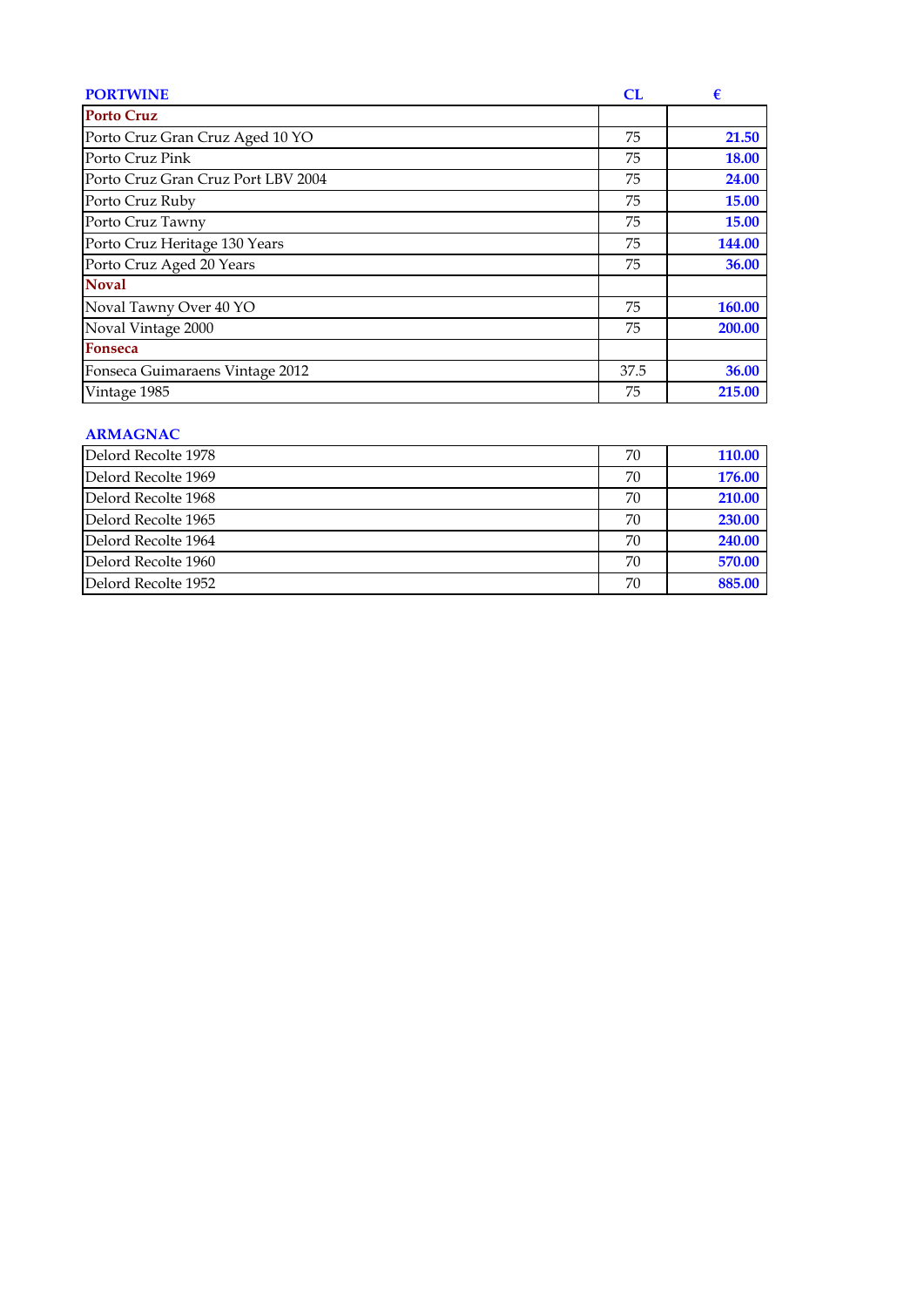| PORTWINE | CL | € |
|---|---|---|
| **Porto Cruz** | | |
| Porto Cruz Gran Cruz Aged 10 YO | 75 | **21.50** |
| Porto Cruz Pink | 75 | **18.00** |
| Porto Cruz Gran Cruz Port LBV 2004 | 75 | **24.00** |
| Porto Cruz Ruby | 75 | **15.00** |
| Porto Cruz Tawny | 75 | **15.00** |
| Porto Cruz Heritage 130 Years | 75 | **144.00** |
| Porto Cruz Aged 20 Years | 75 | **36.00** |
| **Noval** | | |
| Noval Tawny Over 40 YO | 75 | **160.00** |
| Noval Vintage 2000 | 75 | **200.00** |
| **Fonseca** | | |
| Fonseca Guimaraens Vintage 2012 | 37.5 | **36.00** |
| Vintage 1985 | 75 | **215.00** |

| ARMAGNAC | | |
|---|---|---|
| Delord Recolte 1978 | 70 | **110.00** |
| Delord Recolte 1969 | 70 | **176.00** |
| Delord Recolte 1968 | 70 | **210.00** |
| Delord Recolte 1965 | 70 | **230.00** |
| Delord Recolte 1964 | 70 | **240.00** |
| Delord Recolte 1960 | 70 | **570.00** |
| Delord Recolte 1952 | 70 | **885.00** |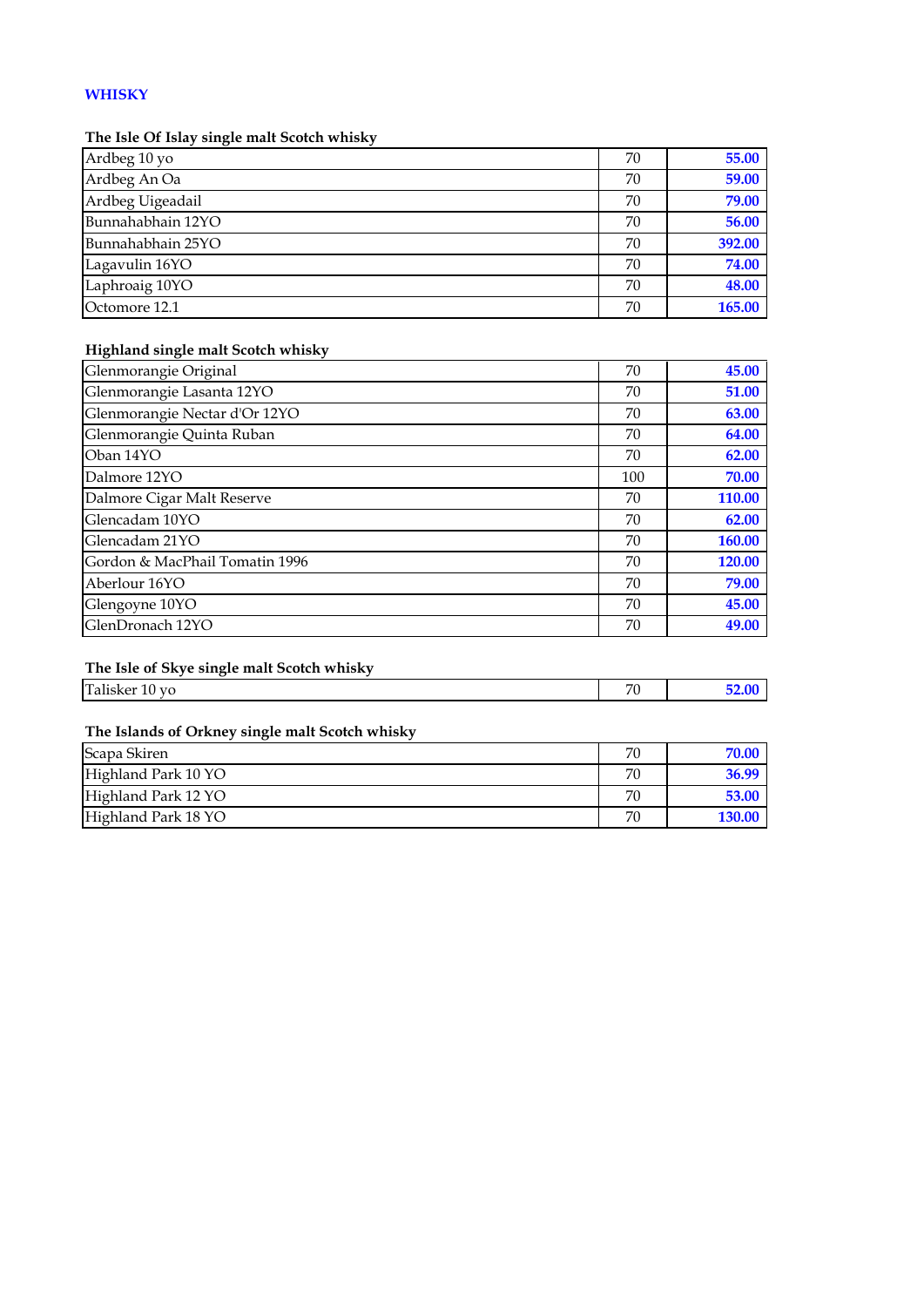## WHISKY

### The Isle Of Islay single malt Scotch whisky

| | | |
|---|---|---|
| Ardbeg 10 yo | 70 | **55.00** |
| Ardbeg An Oa | 70 | **59.00** |
| Ardbeg Uigeadail | 70 | **79.00** |
| Bunnahabhain 12YO | 70 | **56.00** |
| Bunnahabhain 25YO | 70 | **392.00** |
| Lagavulin 16YO | 70 | **74.00** |
| Laphroaig 10YO | 70 | **48.00** |
| Octomore 12.1 | 70 | **165.00** |

### Highland single malt Scotch whisky

| | | |
|---|---|---|
| Glenmorangie Original | 70 | **45.00** |
| Glenmorangie Lasanta 12YO | 70 | **51.00** |
| Glenmorangie Nectar d'Or 12YO | 70 | **63.00** |
| Glenmorangie Quinta Ruban | 70 | **64.00** |
| Oban 14YO | 70 | **62.00** |
| Dalmore 12YO | 100 | **70.00** |
| Dalmore Cigar Malt Reserve | 70 | **110.00** |
| Glencadam 10YO | 70 | **62.00** |
| Glencadam 21YO | 70 | **160.00** |
| Gordon & MacPhail Tomatin 1996 | 70 | **120.00** |
| Aberlour 16YO | 70 | **79.00** |
| Glengoyne 10YO | 70 | **45.00** |
| GlenDronach 12YO | 70 | **49.00** |

### The Isle of Skye single malt Scotch whisky

| | | |
|---|---|---|
| Talisker 10 yo | 70 | **52.00** |

### The Islands of Orkney single malt Scotch whisky

| | | |
|---|---|---|
| Scapa Skiren | 70 | **70.00** |
| Highland Park 10 YO | 70 | **36.99** |
| Highland Park 12 YO | 70 | **53.00** |
| Highland Park 18 YO | 70 | **130.00** |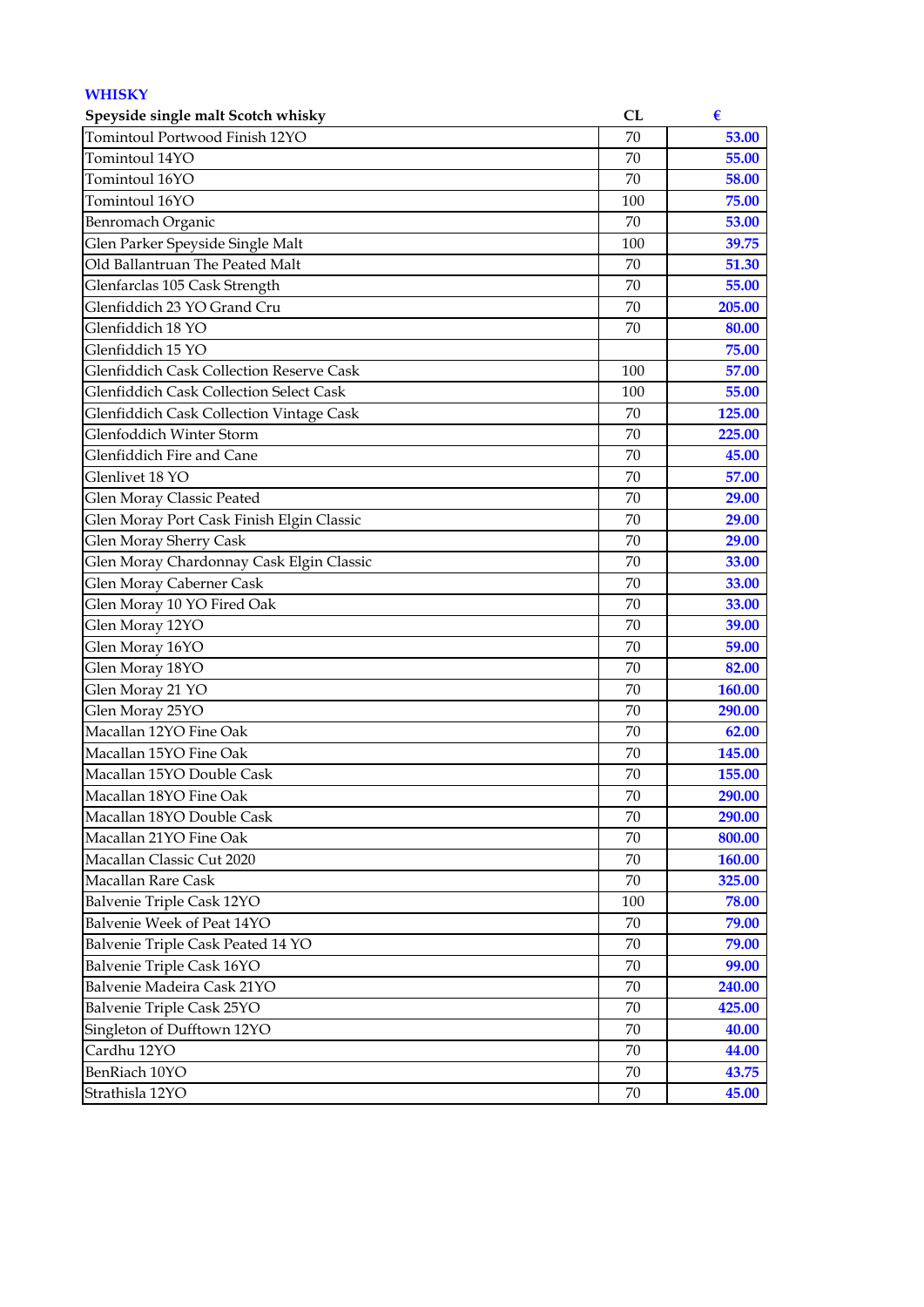## WHISKY

| Speyside single malt Scotch whisky | CL | € |
|---|---|---|
| Tomintoul Portwood Finish 12YO | 70 | 53.00 |
| Tomintoul 14YO | 70 | 55.00 |
| Tomintoul 16YO | 70 | 58.00 |
| Tomintoul 16YO | 100 | 75.00 |
| Benromach Organic | 70 | 53.00 |
| Glen Parker Speyside Single Malt | 100 | 39.75 |
| Old Ballantruan The Peated Malt | 70 | 51.30 |
| Glenfarclas 105 Cask Strength | 70 | 55.00 |
| Glenfiddich 23 YO Grand Cru | 70 | 205.00 |
| Glenfiddich 18 YO | 70 | 80.00 |
| Glenfiddich 15 YO | | 75.00 |
| Glenfiddich Cask Collection Reserve Cask | 100 | 57.00 |
| Glenfiddich Cask Collection Select Cask | 100 | 55.00 |
| Glenfiddich Cask Collection Vintage Cask | 70 | 125.00 |
| Glenfoddich Winter Storm | 70 | 225.00 |
| Glenfiddich Fire and Cane | 70 | 45.00 |
| Glenlivet 18 YO | 70 | 57.00 |
| Glen Moray Classic Peated | 70 | 29.00 |
| Glen Moray Port Cask Finish Elgin Classic | 70 | 29.00 |
| Glen Moray Sherry Cask | 70 | 29.00 |
| Glen Moray Chardonnay Cask Elgin Classic | 70 | 33.00 |
| Glen Moray Caberner Cask | 70 | 33.00 |
| Glen Moray 10 YO Fired Oak | 70 | 33.00 |
| Glen Moray 12YO | 70 | 39.00 |
| Glen Moray 16YO | 70 | 59.00 |
| Glen Moray 18YO | 70 | 82.00 |
| Glen Moray 21 YO | 70 | 160.00 |
| Glen Moray 25YO | 70 | 290.00 |
| Macallan 12YO Fine Oak | 70 | 62.00 |
| Macallan 15YO Fine Oak | 70 | 145.00 |
| Macallan 15YO Double Cask | 70 | 155.00 |
| Macallan 18YO Fine Oak | 70 | 290.00 |
| Macallan 18YO Double Cask | 70 | 290.00 |
| Macallan 21YO Fine Oak | 70 | 800.00 |
| Macallan Classic Cut 2020 | 70 | 160.00 |
| Macallan Rare Cask | 70 | 325.00 |
| Balvenie Triple Cask 12YO | 100 | 78.00 |
| Balvenie Week of Peat 14YO | 70 | 79.00 |
| Balvenie Triple Cask Peated 14 YO | 70 | 79.00 |
| Balvenie Triple Cask 16YO | 70 | 99.00 |
| Balvenie Madeira Cask 21YO | 70 | 240.00 |
| Balvenie Triple Cask 25YO | 70 | 425.00 |
| Singleton of Dufftown 12YO | 70 | 40.00 |
| Cardhu 12YO | 70 | 44.00 |
| BenRiach 10YO | 70 | 43.75 |
| Strathisla 12YO | 70 | 45.00 |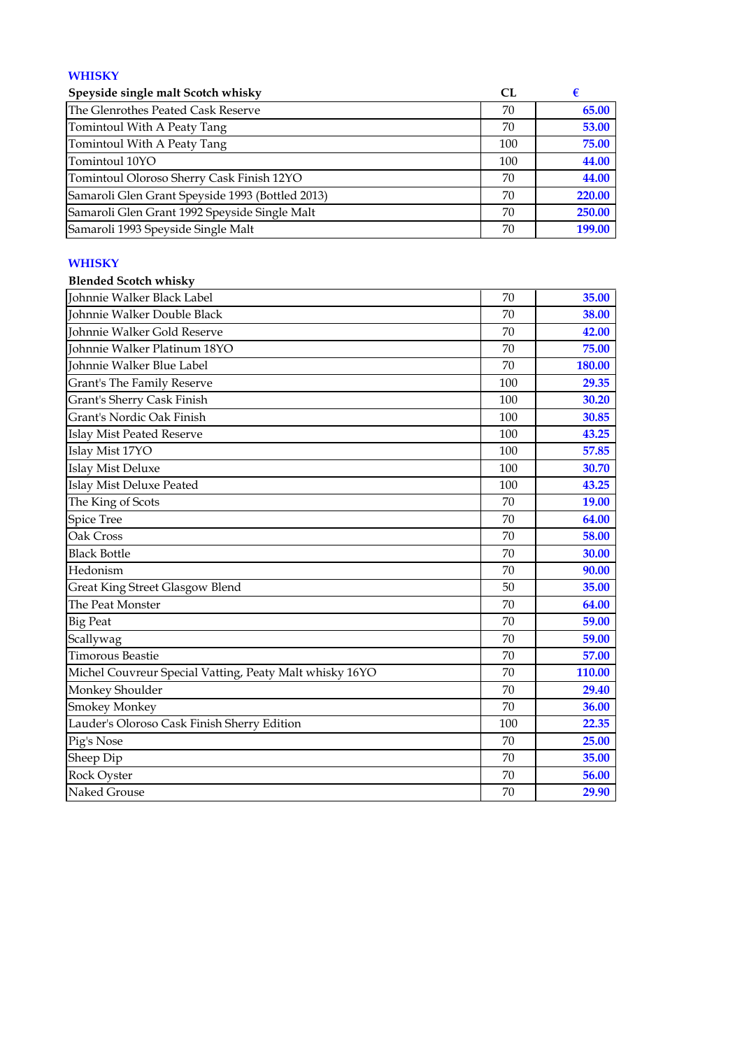## WHISKY

| Speyside single malt Scotch whisky | CL | € |
|---|---|---|
| The Glenrothes Peated Cask Reserve | 70 | 65.00 |
| Tomintoul With A Peaty Tang | 70 | 53.00 |
| Tomintoul With A Peaty Tang | 100 | 75.00 |
| Tomintoul 10YO | 100 | 44.00 |
| Tomintoul Oloroso Sherry Cask Finish 12YO | 70 | 44.00 |
| Samaroli Glen Grant Speyside 1993 (Bottled 2013) | 70 | 220.00 |
| Samaroli Glen Grant 1992 Speyside Single Malt | 70 | 250.00 |
| Samaroli 1993 Speyside Single Malt | 70 | 199.00 |

## WHISKY

| Blended Scotch whisky | | |
|---|---|---|
| Johnnie Walker Black Label | 70 | 35.00 |
| Johnnie Walker Double Black | 70 | 38.00 |
| Johnnie Walker Gold Reserve | 70 | 42.00 |
| Johnnie Walker Platinum 18YO | 70 | 75.00 |
| Johnnie Walker Blue Label | 70 | 180.00 |
| Grant's The Family Reserve | 100 | 29.35 |
| Grant's Sherry Cask Finish | 100 | 30.20 |
| Grant's Nordic Oak Finish | 100 | 30.85 |
| Islay Mist Peated Reserve | 100 | 43.25 |
| Islay Mist 17YO | 100 | 57.85 |
| Islay Mist Deluxe | 100 | 30.70 |
| Islay Mist Deluxe Peated | 100 | 43.25 |
| The King of Scots | 70 | 19.00 |
| Spice Tree | 70 | 64.00 |
| Oak Cross | 70 | 58.00 |
| Black Bottle | 70 | 30.00 |
| Hedonism | 70 | 90.00 |
| Great King Street Glasgow Blend | 50 | 35.00 |
| The Peat Monster | 70 | 64.00 |
| Big Peat | 70 | 59.00 |
| Scallywag | 70 | 59.00 |
| Timorous Beastie | 70 | 57.00 |
| Michel Couvreur Special Vatting, Peaty Malt whisky 16YO | 70 | 110.00 |
| Monkey Shoulder | 70 | 29.40 |
| Smokey Monkey | 70 | 36.00 |
| Lauder's Oloroso Cask Finish Sherry Edition | 100 | 22.35 |
| Pig's Nose | 70 | 25.00 |
| Sheep Dip | 70 | 35.00 |
| Rock Oyster | 70 | 56.00 |
| Naked Grouse | 70 | 29.90 |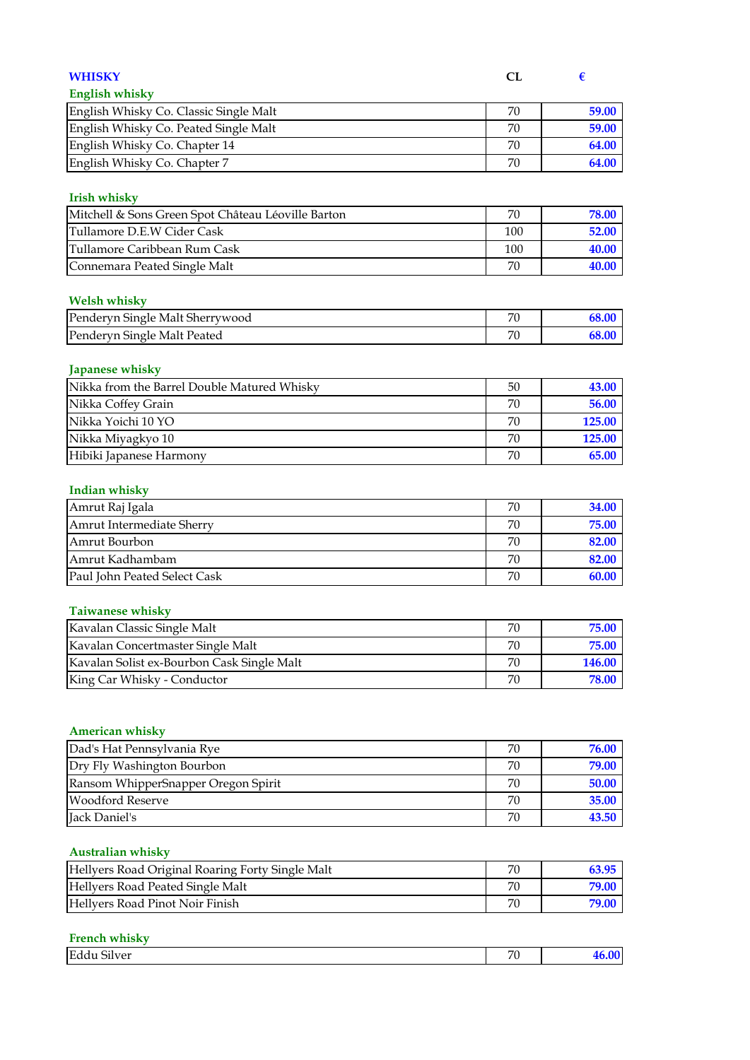## WHISKY

| | CL | € |
|---|---|---|

### English whisky

| | | |
|---|---|---|
| English Whisky Co. Classic Single Malt | 70 | 59.00 |
| English Whisky Co. Peated Single Malt | 70 | 59.00 |
| English Whisky Co. Chapter 14 | 70 | 64.00 |
| English Whisky Co. Chapter 7 | 70 | 64.00 |

### Irish whisky

| | | |
|---|---|---|
| Mitchell & Sons Green Spot Château Léoville Barton | 70 | 78.00 |
| Tullamore D.E.W Cider Cask | 100 | 52.00 |
| Tullamore Caribbean Rum Cask | 100 | 40.00 |
| Connemara Peated Single Malt | 70 | 40.00 |

### Welsh whisky

| | | |
|---|---|---|
| Penderyn Single Malt Sherrywood | 70 | 68.00 |
| Penderyn Single Malt Peated | 70 | 68.00 |

### Japanese whisky

| | | |
|---|---|---|
| Nikka from the Barrel Double Matured Whisky | 50 | 43.00 |
| Nikka Coffey Grain | 70 | 56.00 |
| Nikka Yoichi 10 YO | 70 | 125.00 |
| Nikka Miyagkyo 10 | 70 | 125.00 |
| Hibiki Japanese Harmony | 70 | 65.00 |

### Indian whisky

| | | |
|---|---|---|
| Amrut Raj Igala | 70 | 34.00 |
| Amrut Intermediate Sherry | 70 | 75.00 |
| Amrut Bourbon | 70 | 82.00 |
| Amrut Kadhambam | 70 | 82.00 |
| Paul John Peated Select Cask | 70 | 60.00 |

### Taiwanese whisky

| | | |
|---|---|---|
| Kavalan Classic Single Malt | 70 | 75.00 |
| Kavalan Concertmaster Single Malt | 70 | 75.00 |
| Kavalan Solist ex-Bourbon Cask Single Malt | 70 | 146.00 |
| King Car Whisky - Conductor | 70 | 78.00 |

### American whisky

| | | |
|---|---|---|
| Dad's Hat Pennsylvania Rye | 70 | 76.00 |
| Dry Fly Washington Bourbon | 70 | 79.00 |
| Ransom WhipperSnapper Oregon Spirit | 70 | 50.00 |
| Woodford Reserve | 70 | 35.00 |
| Jack Daniel's | 70 | 43.50 |

### Australian whisky

| | | |
|---|---|---|
| Hellyers Road Original Roaring Forty Single Malt | 70 | 63.95 |
| Hellyers Road Peated Single Malt | 70 | 79.00 |
| Hellyers Road Pinot Noir Finish | 70 | 79.00 |

### French whisky

| | | |
|---|---|---|
| Eddu Silver | 70 | 46.00 |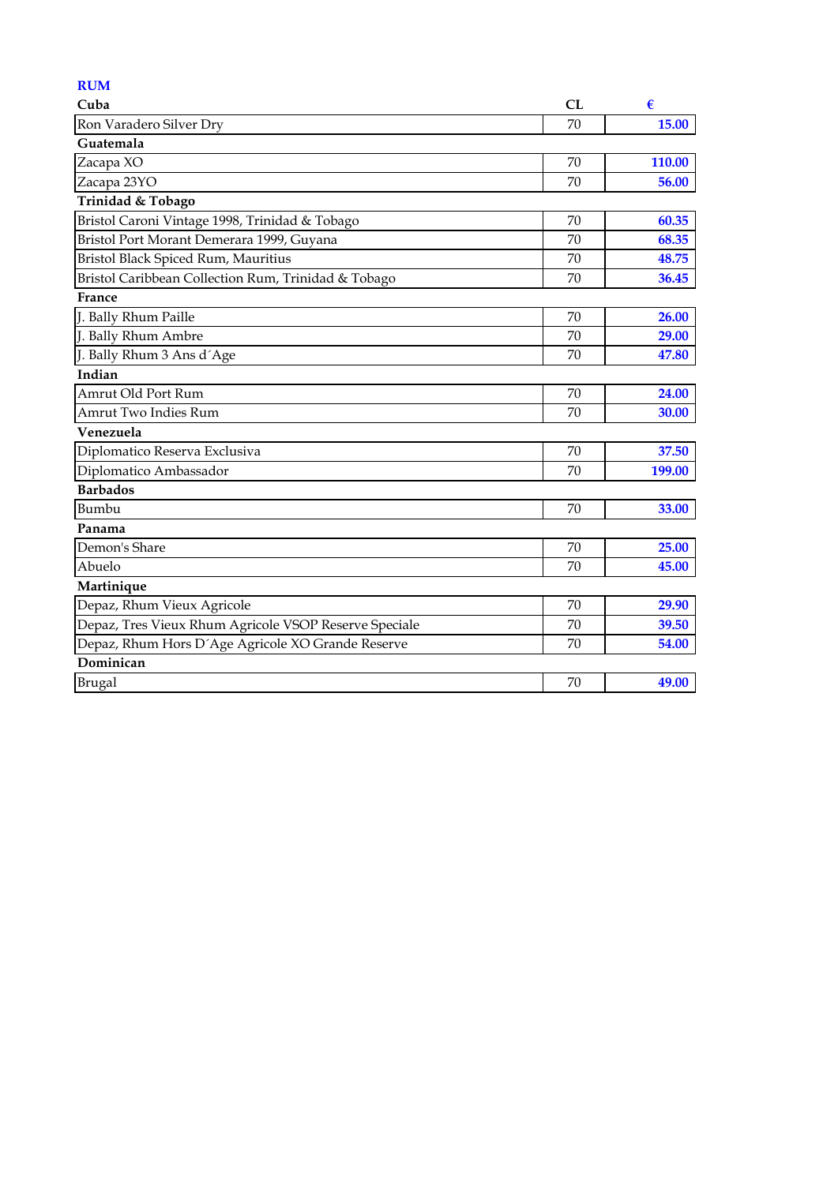## RUM

| Cuba | CL | € |
|---|---|---|
| Ron Varadero Silver Dry | 70 | 15.00 |
| **Guatemala** | | |
| Zacapa XO | 70 | 110.00 |
| Zacapa 23YO | 70 | 56.00 |
| **Trinidad & Tobago** | | |
| Bristol Caroni Vintage 1998, Trinidad & Tobago | 70 | 60.35 |
| Bristol Port Morant Demerara 1999, Guyana | 70 | 68.35 |
| Bristol Black Spiced Rum, Mauritius | 70 | 48.75 |
| Bristol Caribbean Collection Rum, Trinidad & Tobago | 70 | 36.45 |
| **France** | | |
| J. Bally Rhum Paille | 70 | 26.00 |
| J. Bally Rhum Ambre | 70 | 29.00 |
| J. Bally Rhum 3 Ans d´Age | 70 | 47.80 |
| **Indian** | | |
| Amrut Old Port Rum | 70 | 24.00 |
| Amrut Two Indies Rum | 70 | 30.00 |
| **Venezuela** | | |
| Diplomatico Reserva Exclusiva | 70 | 37.50 |
| Diplomatico Ambassador | 70 | 199.00 |
| **Barbados** | | |
| Bumbu | 70 | 33.00 |
| **Panama** | | |
| Demon's Share | 70 | 25.00 |
| Abuelo | 70 | 45.00 |
| **Martinique** | | |
| Depaz, Rhum Vieux Agricole | 70 | 29.90 |
| Depaz, Tres Vieux Rhum Agricole VSOP Reserve Speciale | 70 | 39.50 |
| Depaz, Rhum Hors D´Age Agricole XO Grande Reserve | 70 | 54.00 |
| **Dominican** | | |
| Brugal | 70 | 49.00 |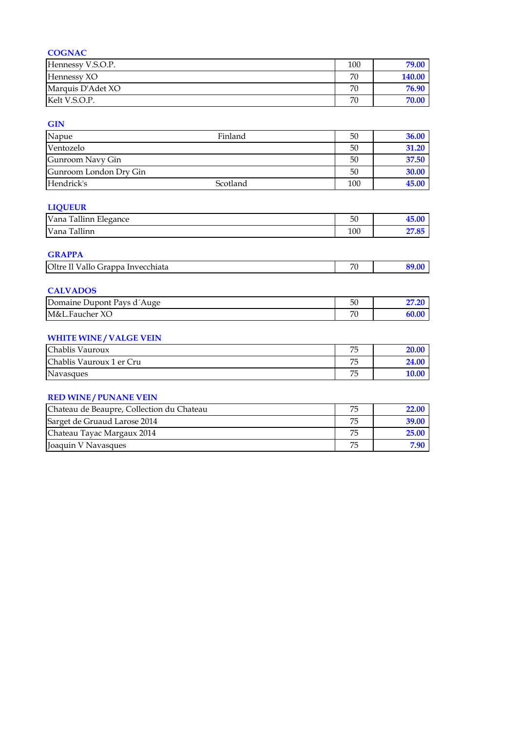## COGNAC

| | | |
|---|---|---|
| Hennessy V.S.O.P. | 100 | **79.00** |
| Hennessy XO | 70 | **140.00** |
| Marquis D'Adet XO | 70 | **76.90** |
| Kelt V.S.O.P. | 70 | **70.00** |

## GIN

| | | | |
|---|---|---|---|
| Napue | Finland | 50 | **36.00** |
| Ventozelo | | 50 | **31.20** |
| Gunroom Navy Gin | | 50 | **37.50** |
| Gunroom London Dry Gin | | 50 | **30.00** |
| Hendrick's | Scotland | 100 | **45.00** |

## LIQUEUR

| | | |
|---|---|---|
| Vana Tallinn Elegance | 50 | **45.00** |
| Vana Tallinn | 100 | **27.85** |

## GRAPPA

| | | |
|---|---|---|
| Oltre Il Vallo Grappa Invecchiata | 70 | **89.00** |

## CALVADOS

| | | |
|---|---|---|
| Domaine Dupont Pays d´Auge | 50 | **27.20** |
| M&L.Faucher XO | 70 | **60.00** |

## WHITE WINE / VALGE VEIN

| | | |
|---|---|---|
| Chablis Vauroux | 75 | **20.00** |
| Chablis Vauroux 1 er Cru | 75 | **24.00** |
| Navasques | 75 | **10.00** |

## RED WINE / PUNANE VEIN

| | | |
|---|---|---|
| Chateau de Beaupre, Collection du Chateau | 75 | **22.00** |
| Sarget de Gruaud Larose 2014 | 75 | **39.00** |
| Chateau Tayac Margaux 2014 | 75 | **25.00** |
| Joaquin V Navasques | 75 | **7.90** |